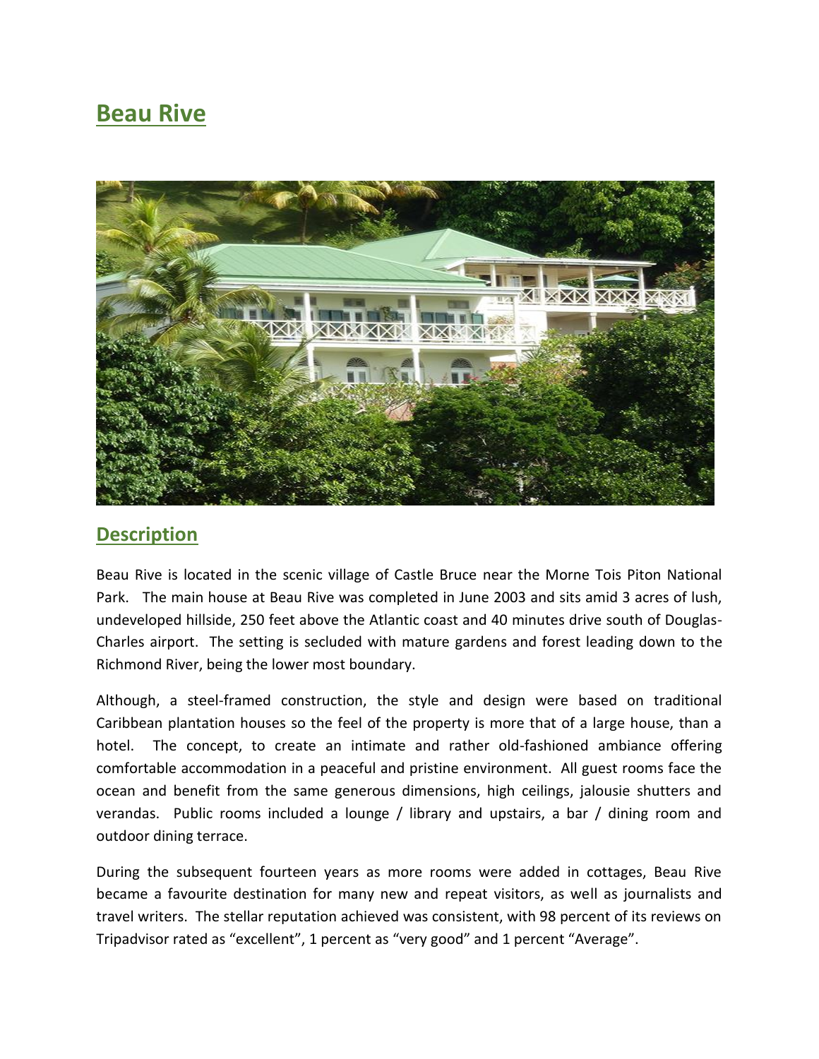# Beau Rive

## Description

Beau Rive is located in the scenic village of Castle Bruce near the Morne Tois Piton National Park. The main house at Beau Rive was completed in June 2003 and sits amid 3 acres of lush, undeveloped hillside, 250 feet above the Atlantic coast and 40 minutes drive south of Douglas-Charles airport. The setting is secluded with mature gardens and forest leading down to the Richmond River, being the lower most boundary.

Although, a steel-framed construction, the style and design were based on traditional Caribbean plantation houses so the feel of the property is more that of a large house, than a hotel. The concept, to create an intimate and rather old-fashioned ambiance offering comfortable accommodation in a peaceful and pristine environment. All guest rooms face the ocean and benefit from the same generous dimensions, high ceilings, jalousie shutters and verandas. Public rooms included a lounge / library and upstairs, a bar / dining room and outdoor dining terrace.

During the subsequent fourteen years as more rooms were added in cottages, Beau Rive became a favourite destination for many new and repeat visitors, as well as journalists and travel writers. The stellar reputation achieved was consistent, with 98 percent of its reviews on Tripadvisor rated as "excellent", 1 percent as "very good" and 1 percent "Average".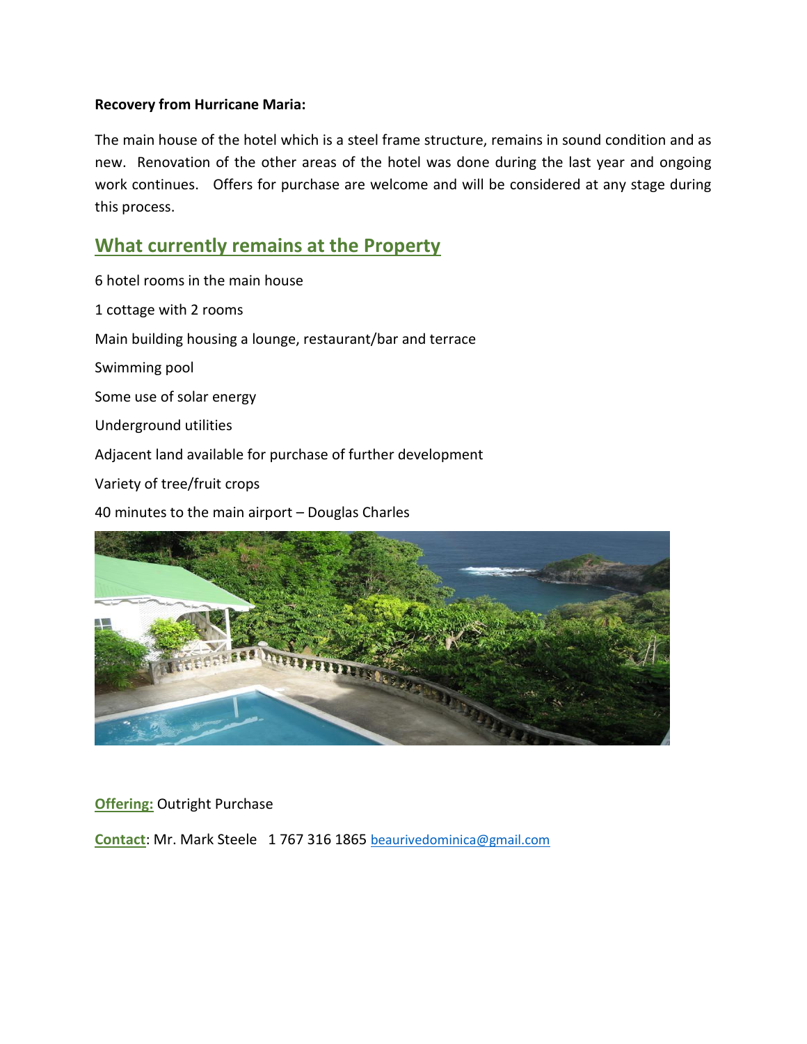**Recovery from Hurricane Maria:**

The main house of the hotel which is a steel frame structure, remains in sound condition and as new. Renovation of the other areas of the hotel was done during the last year and ongoing work continues. Offers for purchase are welcome and will be considered at any stage during this process.

## What currently remains at the Property

6 hotel rooms in the main house

1 cottage with 2 rooms

Main building housing a lounge, restaurant/bar and terrace

Swimming pool

Some use of solar energy

Underground utilities

Adjacent land available for purchase of further development

Variety of tree/fruit crops

40 minutes to the main airport – Douglas Charles

**Offering:** Outright Purchase

**Contact**: Mr. Mark Steele 1 767 316 1865 beaurivedominica@gmail.com